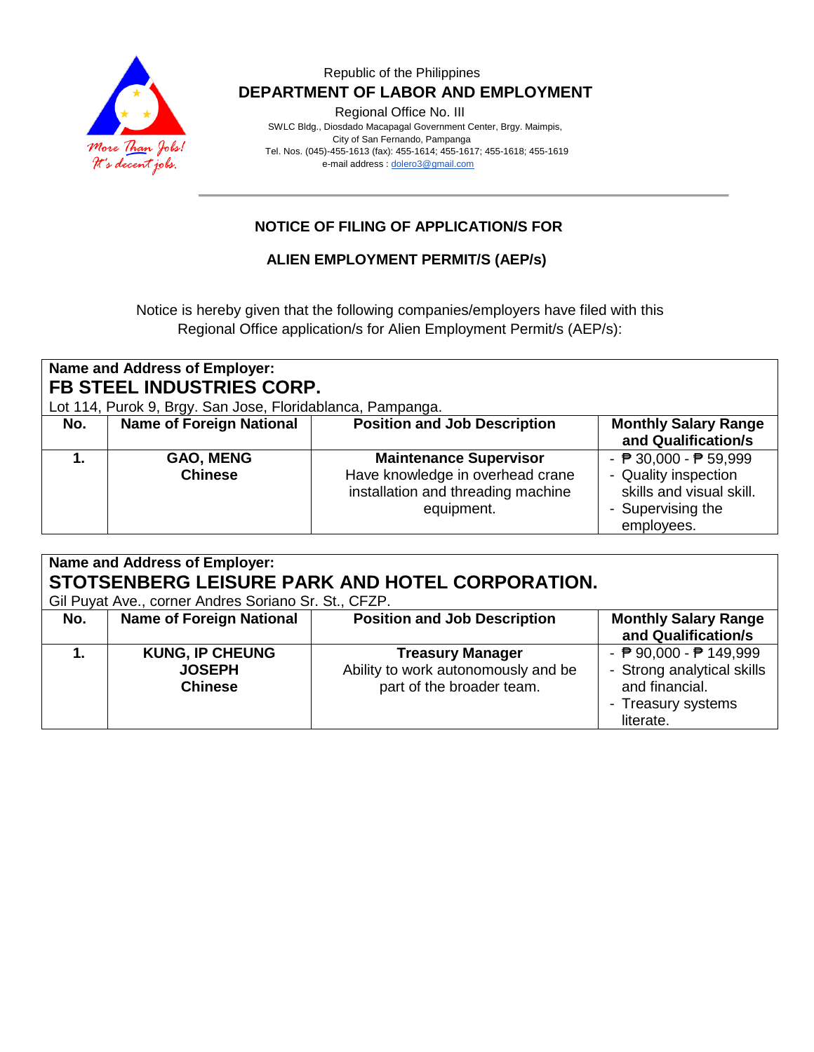Republic of the Philippines

**DEPARTMENT OF LABOR AND EMPLOYMENT**

Regional Office No. III

SWLC Bldg., Diosdado Macapagal Government Center, Brgy. Maimpis, City of San Fernando, Pampanga

Tel. Nos. (045)-455-1613 (fax): 455-1614; 455-1617; 455-1618; 455-1619

e-mail address : dolero3@gmail.com

---

## NOTICE OF FILING OF APPLICATION/S FOR

## ALIEN EMPLOYMENT PERMIT/S (AEP/s)

Notice is hereby given that the following companies/employers have filed with this Regional Office application/s for Alien Employment Permit/s (AEP/s):

**Name and Address of Employer:**

**FB STEEL INDUSTRIES CORP.**

Lot 114, Purok 9, Brgy. San Jose, Floridablanca, Pampanga.

| No. | Name of Foreign National | Position and Job Description | Monthly Salary Range and Qualification/s |
|---|---|---|---|
| **1.** | **GAO, MENG**<br>**Chinese** | **Maintenance Supervisor**<br>Have knowledge in overhead crane installation and threading machine equipment. | - ₱ 30,000 - ₱ 59,999<br>- Quality inspection skills and visual skill.<br>- Supervising the employees. |

**Name and Address of Employer:**

**STOTSENBERG LEISURE PARK AND HOTEL CORPORATION.**

Gil Puyat Ave., corner Andres Soriano Sr. St., CFZP.

| No. | Name of Foreign National | Position and Job Description | Monthly Salary Range and Qualification/s |
|---|---|---|---|
| **1.** | **KUNG, IP CHEUNG JOSEPH**<br>**Chinese** | **Treasury Manager**<br>Ability to work autonomously and be part of the broader team. | - ₱ 90,000 - ₱ 149,999<br>- Strong analytical skills and financial.<br>- Treasury systems literate. |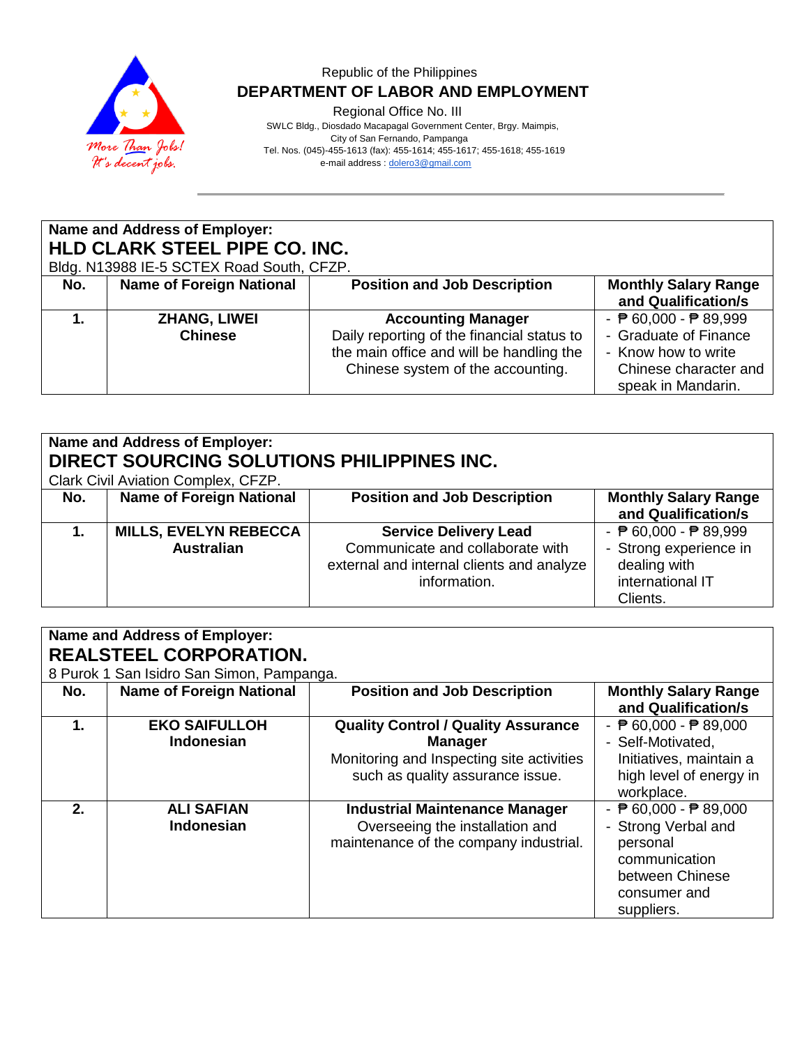Republic of the Philippines
**DEPARTMENT OF LABOR AND EMPLOYMENT**
Regional Office No. III
SWLC Bldg., Diosdado Macapagal Government Center, Brgy. Maimpis,
City of San Fernando, Pampanga
Tel. Nos. (045)-455-1613 (fax): 455-1614; 455-1617; 455-1618; 455-1619
e-mail address : dolero3@gmail.com

**Name and Address of Employer:**
**HLD CLARK STEEL PIPE CO. INC.**
Bldg. N13988 IE-5 SCTEX Road South, CFZP.

| No. | Name of Foreign National | Position and Job Description | Monthly Salary Range and Qualification/s |
|---|---|---|---|
| **1.** | **ZHANG, LIWEI**<br>**Chinese** | **Accounting Manager**<br>Daily reporting of the financial status to the main office and will be handling the Chinese system of the accounting. | - ₱ 60,000 - ₱ 89,999<br>- Graduate of Finance<br>- Know how to write Chinese character and speak in Mandarin. |

**Name and Address of Employer:**
**DIRECT SOURCING SOLUTIONS PHILIPPINES INC.**
Clark Civil Aviation Complex, CFZP.

| No. | Name of Foreign National | Position and Job Description | Monthly Salary Range and Qualification/s |
|---|---|---|---|
| **1.** | **MILLS, EVELYN REBECCA**<br>**Australian** | **Service Delivery Lead**<br>Communicate and collaborate with external and internal clients and analyze information. | - ₱ 60,000 - ₱ 89,999<br>- Strong experience in dealing with international IT Clients. |

**Name and Address of Employer:**
**REALSTEEL CORPORATION.**
8 Purok 1 San Isidro San Simon, Pampanga.

| No. | Name of Foreign National | Position and Job Description | Monthly Salary Range and Qualification/s |
|---|---|---|---|
| **1.** | **EKO SAIFULLOH**<br>**Indonesian** | **Quality Control / Quality Assurance Manager**<br>Monitoring and Inspecting site activities such as quality assurance issue. | - ₱ 60,000 - ₱ 89,000<br>- Self-Motivated, Initiatives, maintain a high level of energy in workplace. |
| **2.** | **ALI SAFIAN**<br>**Indonesian** | **Industrial Maintenance Manager**<br>Overseeing the installation and maintenance of the company industrial. | - ₱ 60,000 - ₱ 89,000<br>- Strong Verbal and personal communication between Chinese consumer and suppliers. |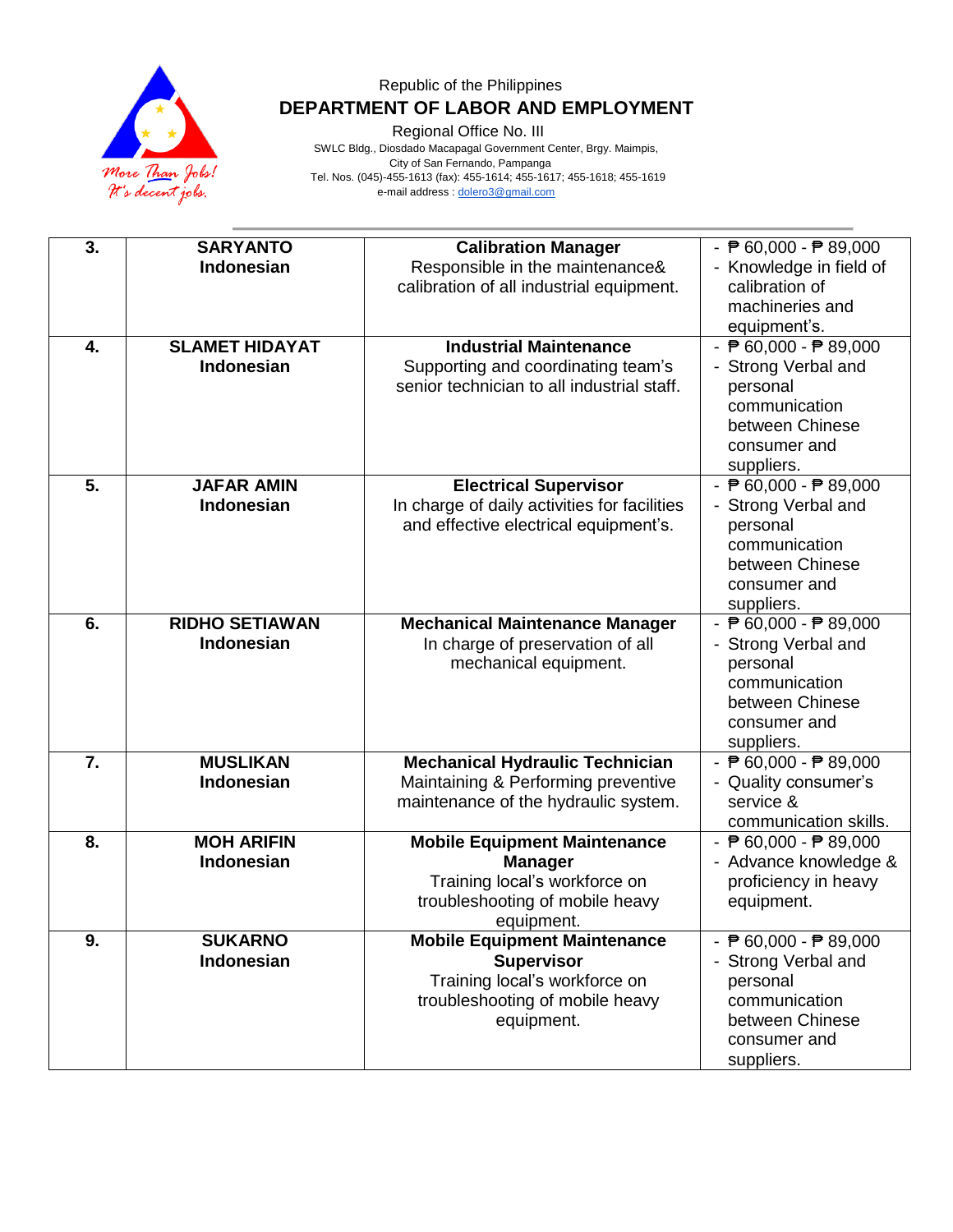Republic of the Philippines

**DEPARTMENT OF LABOR AND EMPLOYMENT**

Regional Office No. III

SWLC Bldg., Diosdado Macapagal Government Center, Brgy. Maimpis,
City of San Fernando, Pampanga
Tel. Nos. (045)-455-1613 (fax): 455-1614; 455-1617; 455-1618; 455-1619
e-mail address : dolero3@gmail.com

| | | | |
|---|---|---|---|
| **3.** | **SARYANTO**<br>**Indonesian** | **Calibration Manager**<br>Responsible in the maintenance& calibration of all industrial equipment. | - ₱ 60,000 - ₱ 89,000<br>- Knowledge in field of calibration of machineries and equipment's. |
| **4.** | **SLAMET HIDAYAT**<br>**Indonesian** | **Industrial Maintenance**<br>Supporting and coordinating team's senior technician to all industrial staff. | - ₱ 60,000 - ₱ 89,000<br>- Strong Verbal and personal communication between Chinese consumer and suppliers. |
| **5.** | **JAFAR AMIN**<br>**Indonesian** | **Electrical Supervisor**<br>In charge of daily activities for facilities and effective electrical equipment's. | - ₱ 60,000 - ₱ 89,000<br>- Strong Verbal and personal communication between Chinese consumer and suppliers. |
| **6.** | **RIDHO SETIAWAN**<br>**Indonesian** | **Mechanical Maintenance Manager**<br>In charge of preservation of all mechanical equipment. | - ₱ 60,000 - ₱ 89,000<br>- Strong Verbal and personal communication between Chinese consumer and suppliers. |
| **7.** | **MUSLIKAN**<br>**Indonesian** | **Mechanical Hydraulic Technician**<br>Maintaining & Performing preventive maintenance of the hydraulic system. | - ₱ 60,000 - ₱ 89,000<br>- Quality consumer's service & communication skills. |
| **8.** | **MOH ARIFIN**<br>**Indonesian** | **Mobile Equipment Maintenance Manager**<br>Training local's workforce on troubleshooting of mobile heavy equipment. | - ₱ 60,000 - ₱ 89,000<br>- Advance knowledge & proficiency in heavy equipment. |
| **9.** | **SUKARNO**<br>**Indonesian** | **Mobile Equipment Maintenance Supervisor**<br>Training local's workforce on troubleshooting of mobile heavy equipment. | - ₱ 60,000 - ₱ 89,000<br>- Strong Verbal and personal communication between Chinese consumer and suppliers. |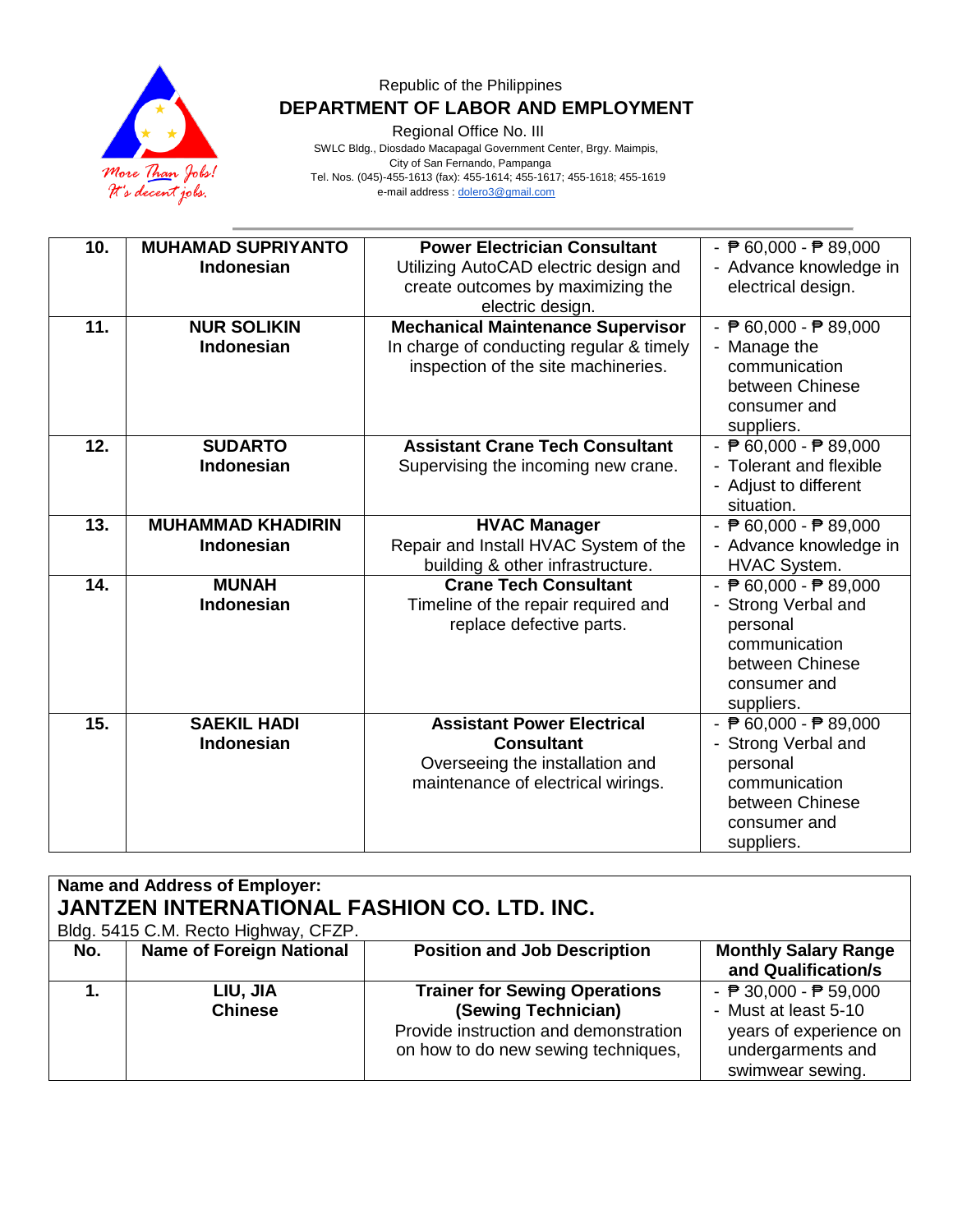Republic of the Philippines
**DEPARTMENT OF LABOR AND EMPLOYMENT**
Regional Office No. III
SWLC Bldg., Diosdado Macapagal Government Center, Brgy. Maimpis,
City of San Fernando, Pampanga
Tel. Nos. (045)-455-1613 (fax): 455-1614; 455-1617; 455-1618; 455-1619
e-mail address : dolero3@gmail.com

| | | | |
|---|---|---|---|
| **10.** | **MUHAMAD SUPRIYANTO Indonesian** | **Power Electrician Consultant** Utilizing AutoCAD electric design and create outcomes by maximizing the electric design. | - ₱ 60,000 - ₱ 89,000 - Advance knowledge in electrical design. |
| **11.** | **NUR SOLIKIN Indonesian** | **Mechanical Maintenance Supervisor** In charge of conducting regular & timely inspection of the site machineries. | - ₱ 60,000 - ₱ 89,000 - Manage the communication between Chinese consumer and suppliers. |
| **12.** | **SUDARTO Indonesian** | **Assistant Crane Tech Consultant** Supervising the incoming new crane. | - ₱ 60,000 - ₱ 89,000 - Tolerant and flexible - Adjust to different situation. |
| **13.** | **MUHAMMAD KHADIRIN Indonesian** | **HVAC Manager** Repair and Install HVAC System of the building & other infrastructure. | - ₱ 60,000 - ₱ 89,000 - Advance knowledge in HVAC System. |
| **14.** | **MUNAH Indonesian** | **Crane Tech Consultant** Timeline of the repair required and replace defective parts. | - ₱ 60,000 - ₱ 89,000 - Strong Verbal and personal communication between Chinese consumer and suppliers. |
| **15.** | **SAEKIL HADI Indonesian** | **Assistant Power Electrical Consultant** Overseeing the installation and maintenance of electrical wirings. | - ₱ 60,000 - ₱ 89,000 - Strong Verbal and personal communication between Chinese consumer and suppliers. |

**Name and Address of Employer:**
**JANTZEN INTERNATIONAL FASHION CO. LTD. INC.**
Bldg. 5415 C.M. Recto Highway, CFZP.

| No. | Name of Foreign National | Position and Job Description | Monthly Salary Range and Qualification/s |
|---|---|---|---|
| **1.** | **LIU, JIA Chinese** | **Trainer for Sewing Operations (Sewing Technician)** Provide instruction and demonstration on how to do new sewing techniques, | - ₱ 30,000 - ₱ 59,000 - Must at least 5-10 years of experience on undergarments and swimwear sewing. |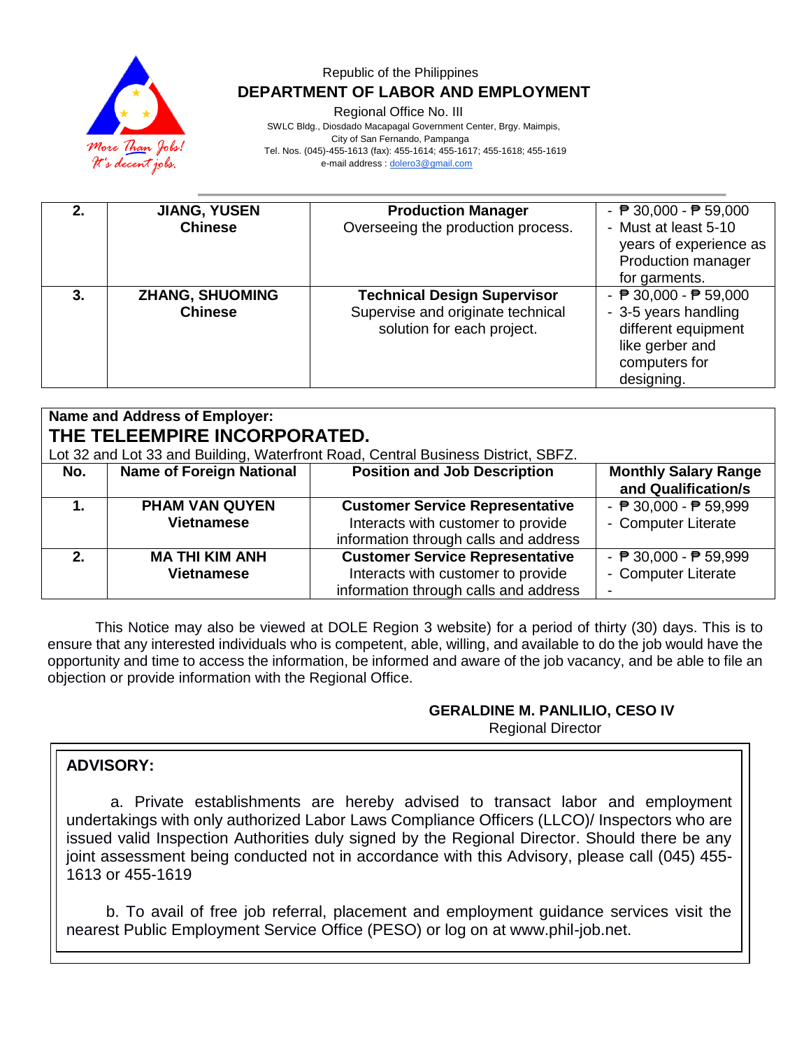Republic of the Philippines
**DEPARTMENT OF LABOR AND EMPLOYMENT**
Regional Office No. III
SWLC Bldg., Diosdado Macapagal Government Center, Brgy. Maimpis,
City of San Fernando, Pampanga
Tel. Nos. (045)-455-1613 (fax): 455-1614; 455-1617; 455-1618; 455-1619
e-mail address : dolero3@gmail.com

| | | | |
|---|---|---|---|
| **2.** | **JIANG, YUSEN**<br>**Chinese** | **Production Manager**<br>Overseeing the production process. | - ₱ 30,000 - ₱ 59,000<br>- Must at least 5-10 years of experience as Production manager for garments. |
| **3.** | **ZHANG, SHUOMING**<br>**Chinese** | **Technical Design Supervisor**<br>Supervise and originate technical solution for each project. | - ₱ 30,000 - ₱ 59,000<br>- 3-5 years handling different equipment like gerber and computers for designing. |

**Name and Address of Employer:**
**THE TELEEMPIRE INCORPORATED.**
Lot 32 and Lot 33 and Building, Waterfront Road, Central Business District, SBFZ.

| No. | Name of Foreign National | Position and Job Description | Monthly Salary Range and Qualification/s |
|---|---|---|---|
| **1.** | **PHAM VAN QUYEN**<br>**Vietnamese** | **Customer Service Representative**<br>Interacts with customer to provide information through calls and address | - ₱ 30,000 - ₱ 59,999<br>- Computer Literate |
| **2.** | **MA THI KIM ANH**<br>**Vietnamese** | **Customer Service Representative**<br>Interacts with customer to provide information through calls and address | - ₱ 30,000 - ₱ 59,999<br>- Computer Literate<br>- |

This Notice may also be viewed at DOLE Region 3 website) for a period of thirty (30) days. This is to ensure that any interested individuals who is competent, able, willing, and available to do the job would have the opportunity and time to access the information, be informed and aware of the job vacancy, and be able to file an objection or provide information with the Regional Office.

**GERALDINE M. PANLILIO, CESO IV**
Regional Director

**ADVISORY:**

a. Private establishments are hereby advised to transact labor and employment undertakings with only authorized Labor Laws Compliance Officers (LLCO)/ Inspectors who are issued valid Inspection Authorities duly signed by the Regional Director. Should there be any joint assessment being conducted not in accordance with this Advisory, please call (045) 455-1613 or 455-1619

b. To avail of free job referral, placement and employment guidance services visit the nearest Public Employment Service Office (PESO) or log on at www.phil-job.net.